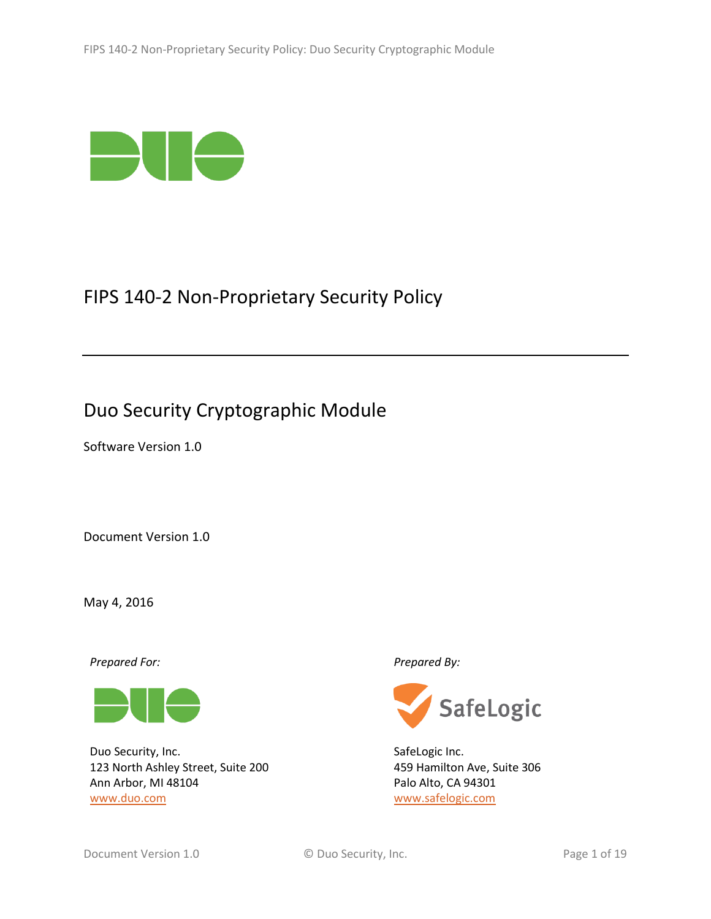# FIPS 140-2 Non-Proprietary Security Policy

## Duo Security Cryptographic Module

Software Version 1.0

Document Version 1.0

May 4, 2016

*Prepared For:*

Duo Security, Inc.
123 North Ashley Street, Suite 200
Ann Arbor, MI 48104
www.duo.com

*Prepared By:*

SafeLogic Inc.
459 Hamilton Ave, Suite 306
Palo Alto, CA 94301
www.safelogic.com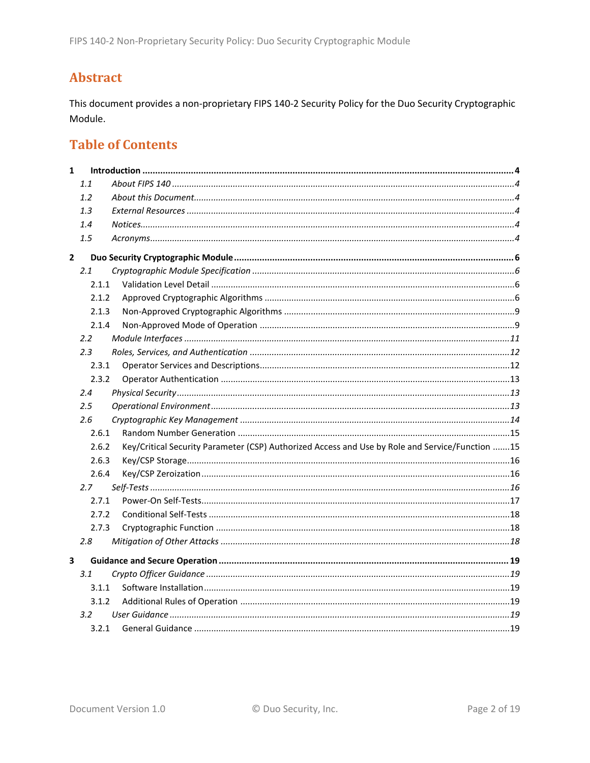# Abstract

This document provides a non-proprietary FIPS 140-2 Security Policy for the Duo Security Cryptographic Module.

# Table of Contents

**1 Introduction .......... 4**

*1.1 About FIPS 140 .......... 4*

*1.2 About this Document .......... 4*

*1.3 External Resources .......... 4*

*1.4 Notices .......... 4*

*1.5 Acronyms .......... 4*

**2 Duo Security Cryptographic Module .......... 6**

*2.1 Cryptographic Module Specification .......... 6*

2.1.1 Validation Level Detail .......... 6

2.1.2 Approved Cryptographic Algorithms .......... 6

2.1.3 Non-Approved Cryptographic Algorithms .......... 9

2.1.4 Non-Approved Mode of Operation .......... 9

*2.2 Module Interfaces .......... 11*

*2.3 Roles, Services, and Authentication .......... 12*

2.3.1 Operator Services and Descriptions .......... 12

2.3.2 Operator Authentication .......... 13

*2.4 Physical Security .......... 13*

*2.5 Operational Environment .......... 13*

*2.6 Cryptographic Key Management .......... 14*

2.6.1 Random Number Generation .......... 15

2.6.2 Key/Critical Security Parameter (CSP) Authorized Access and Use by Role and Service/Function .......... 15

2.6.3 Key/CSP Storage .......... 16

2.6.4 Key/CSP Zeroization .......... 16

*2.7 Self-Tests .......... 16*

2.7.1 Power-On Self-Tests .......... 17

2.7.2 Conditional Self-Tests .......... 18

2.7.3 Cryptographic Function .......... 18

*2.8 Mitigation of Other Attacks .......... 18*

**3 Guidance and Secure Operation .......... 19**

*3.1 Crypto Officer Guidance .......... 19*

3.1.1 Software Installation .......... 19

3.1.2 Additional Rules of Operation .......... 19

*3.2 User Guidance .......... 19*

3.2.1 General Guidance .......... 19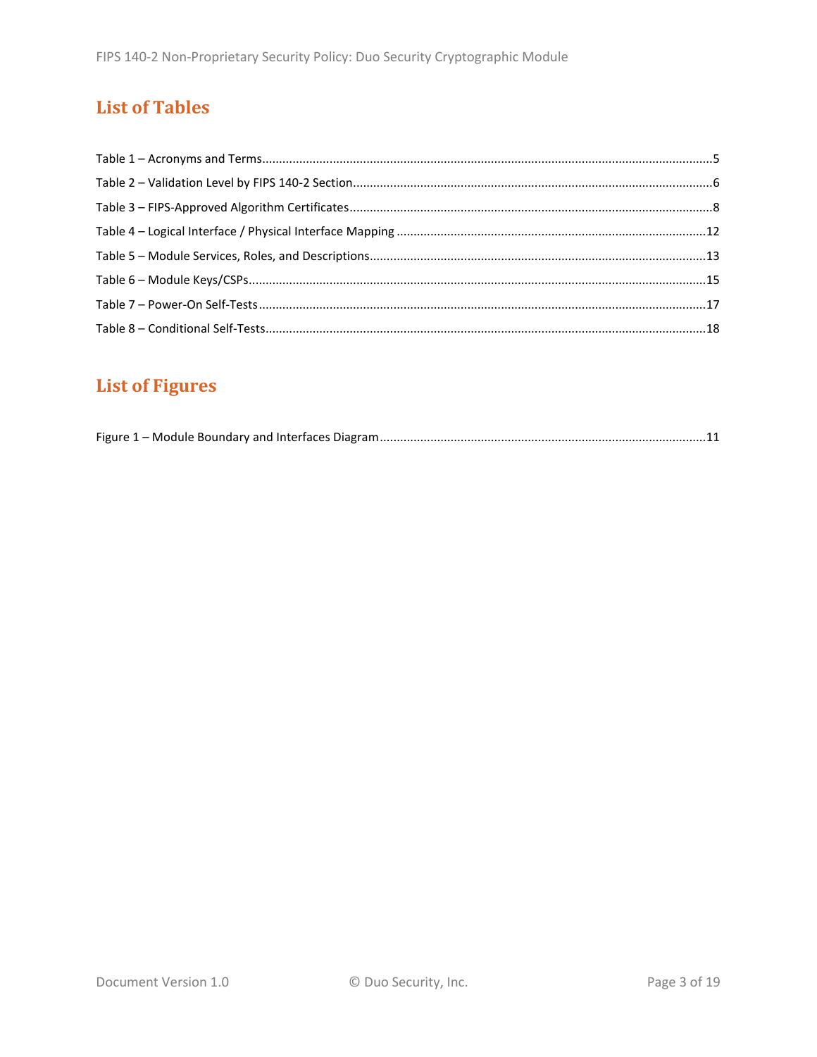## List of Tables

Table 1 – Acronyms and Terms....................................................................................................................5
Table 2 – Validation Level by FIPS 140-2 Section..........................................................................................6
Table 3 – FIPS-Approved Algorithm Certificates............................................................................................8
Table 4 – Logical Interface / Physical Interface Mapping ............................................................................12
Table 5 – Module Services, Roles, and Descriptions....................................................................................13
Table 6 – Module Keys/CSPs.......................................................................................................................15
Table 7 – Power-On Self-Tests....................................................................................................................17
Table 8 – Conditional Self-Tests..................................................................................................................18

## List of Figures

Figure 1 – Module Boundary and Interfaces Diagram.................................................................................11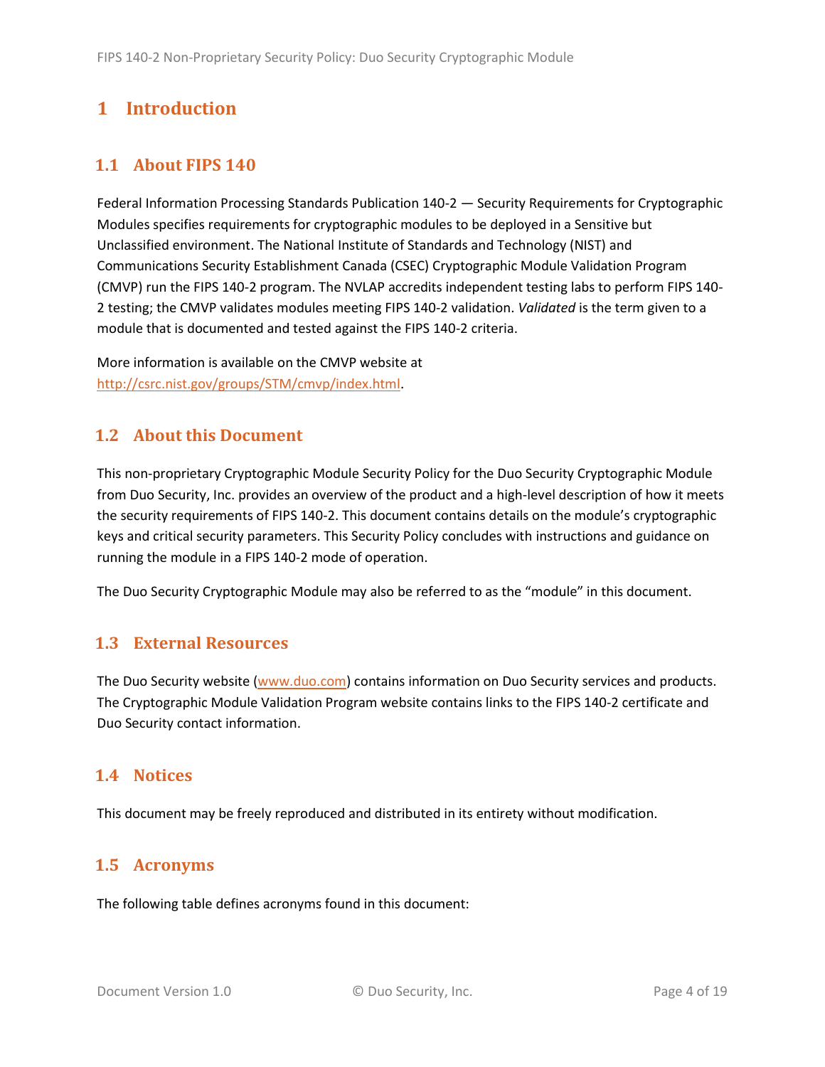# 1 Introduction

## 1.1 About FIPS 140

Federal Information Processing Standards Publication 140-2 — Security Requirements for Cryptographic Modules specifies requirements for cryptographic modules to be deployed in a Sensitive but Unclassified environment. The National Institute of Standards and Technology (NIST) and Communications Security Establishment Canada (CSEC) Cryptographic Module Validation Program (CMVP) run the FIPS 140-2 program. The NVLAP accredits independent testing labs to perform FIPS 140-2 testing; the CMVP validates modules meeting FIPS 140-2 validation. *Validated* is the term given to a module that is documented and tested against the FIPS 140-2 criteria.

More information is available on the CMVP website at http://csrc.nist.gov/groups/STM/cmvp/index.html.

## 1.2 About this Document

This non-proprietary Cryptographic Module Security Policy for the Duo Security Cryptographic Module from Duo Security, Inc. provides an overview of the product and a high-level description of how it meets the security requirements of FIPS 140-2. This document contains details on the module's cryptographic keys and critical security parameters. This Security Policy concludes with instructions and guidance on running the module in a FIPS 140-2 mode of operation.

The Duo Security Cryptographic Module may also be referred to as the "module" in this document.

## 1.3 External Resources

The Duo Security website (www.duo.com) contains information on Duo Security services and products. The Cryptographic Module Validation Program website contains links to the FIPS 140-2 certificate and Duo Security contact information.

## 1.4 Notices

This document may be freely reproduced and distributed in its entirety without modification.

## 1.5 Acronyms

The following table defines acronyms found in this document: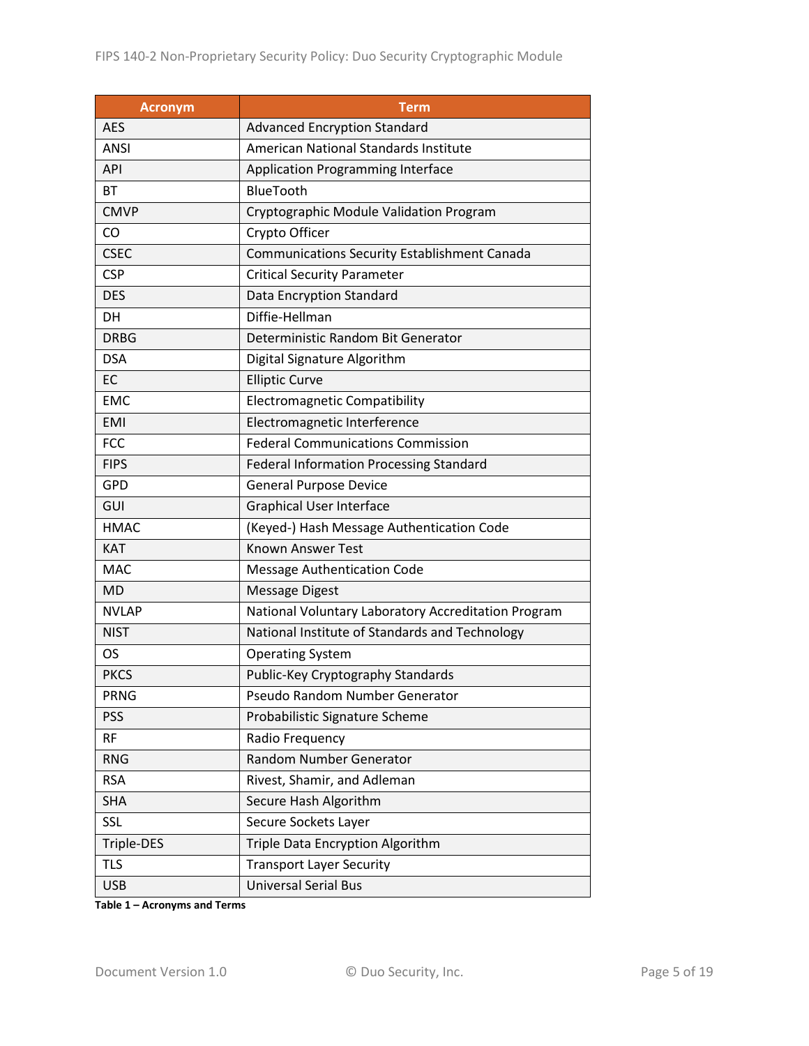| Acronym | Term |
|---|---|
| AES | Advanced Encryption Standard |
| ANSI | American National Standards Institute |
| API | Application Programming Interface |
| BT | BlueTooth |
| CMVP | Cryptographic Module Validation Program |
| CO | Crypto Officer |
| CSEC | Communications Security Establishment Canada |
| CSP | Critical Security Parameter |
| DES | Data Encryption Standard |
| DH | Diffie-Hellman |
| DRBG | Deterministic Random Bit Generator |
| DSA | Digital Signature Algorithm |
| EC | Elliptic Curve |
| EMC | Electromagnetic Compatibility |
| EMI | Electromagnetic Interference |
| FCC | Federal Communications Commission |
| FIPS | Federal Information Processing Standard |
| GPD | General Purpose Device |
| GUI | Graphical User Interface |
| HMAC | (Keyed-) Hash Message Authentication Code |
| KAT | Known Answer Test |
| MAC | Message Authentication Code |
| MD | Message Digest |
| NVLAP | National Voluntary Laboratory Accreditation Program |
| NIST | National Institute of Standards and Technology |
| OS | Operating System |
| PKCS | Public-Key Cryptography Standards |
| PRNG | Pseudo Random Number Generator |
| PSS | Probabilistic Signature Scheme |
| RF | Radio Frequency |
| RNG | Random Number Generator |
| RSA | Rivest, Shamir, and Adleman |
| SHA | Secure Hash Algorithm |
| SSL | Secure Sockets Layer |
| Triple-DES | Triple Data Encryption Algorithm |
| TLS | Transport Layer Security |
| USB | Universal Serial Bus |

**Table 1 – Acronyms and Terms**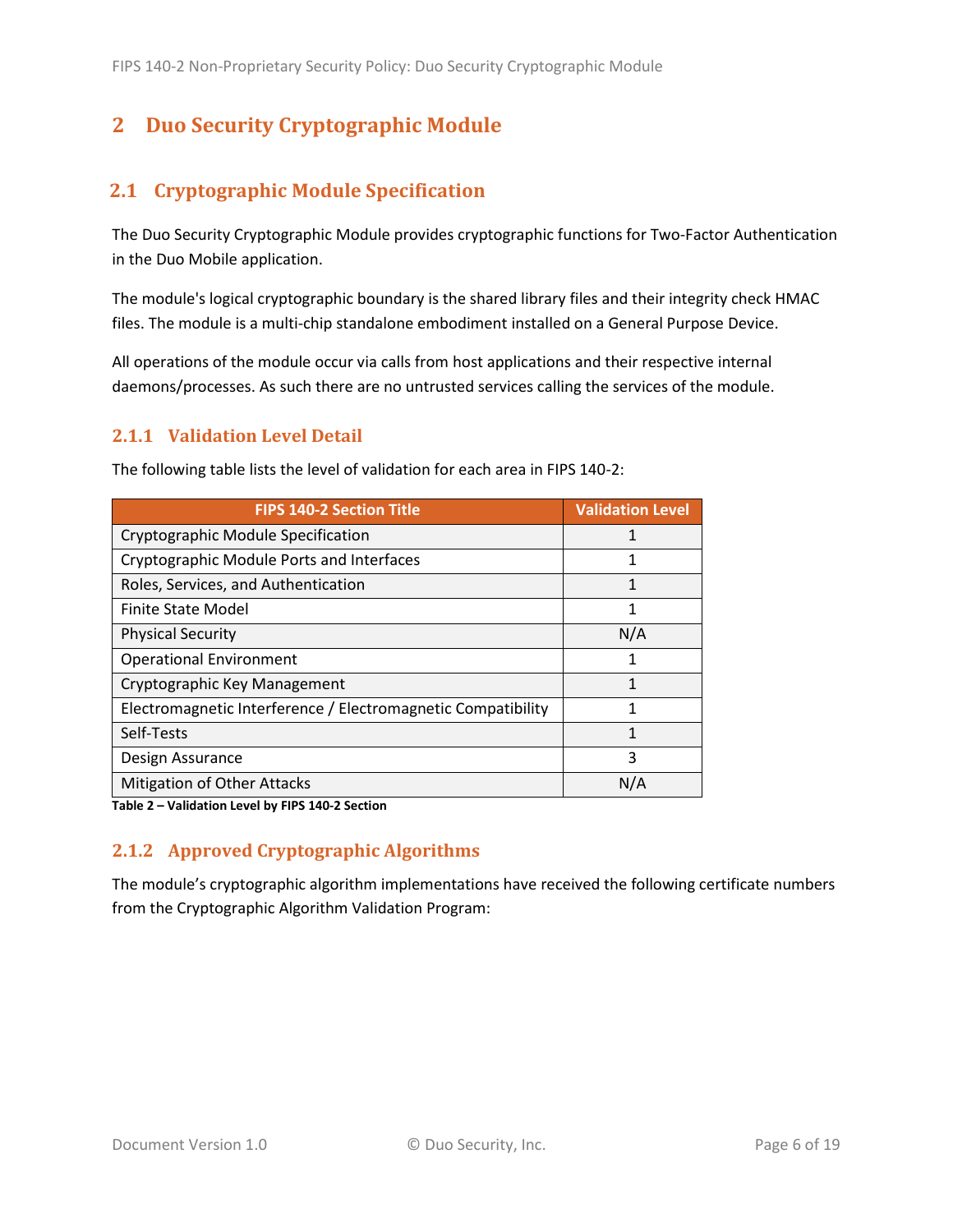# 2 Duo Security Cryptographic Module

## 2.1 Cryptographic Module Specification

The Duo Security Cryptographic Module provides cryptographic functions for Two-Factor Authentication in the Duo Mobile application.

The module's logical cryptographic boundary is the shared library files and their integrity check HMAC files. The module is a multi-chip standalone embodiment installed on a General Purpose Device.

All operations of the module occur via calls from host applications and their respective internal daemons/processes. As such there are no untrusted services calling the services of the module.

### 2.1.1 Validation Level Detail

The following table lists the level of validation for each area in FIPS 140-2:

| FIPS 140-2 Section Title | Validation Level |
| --- | --- |
| Cryptographic Module Specification | 1 |
| Cryptographic Module Ports and Interfaces | 1 |
| Roles, Services, and Authentication | 1 |
| Finite State Model | 1 |
| Physical Security | N/A |
| Operational Environment | 1 |
| Cryptographic Key Management | 1 |
| Electromagnetic Interference / Electromagnetic Compatibility | 1 |
| Self-Tests | 1 |
| Design Assurance | 3 |
| Mitigation of Other Attacks | N/A |

**Table 2 – Validation Level by FIPS 140-2 Section**

### 2.1.2 Approved Cryptographic Algorithms

The module's cryptographic algorithm implementations have received the following certificate numbers from the Cryptographic Algorithm Validation Program: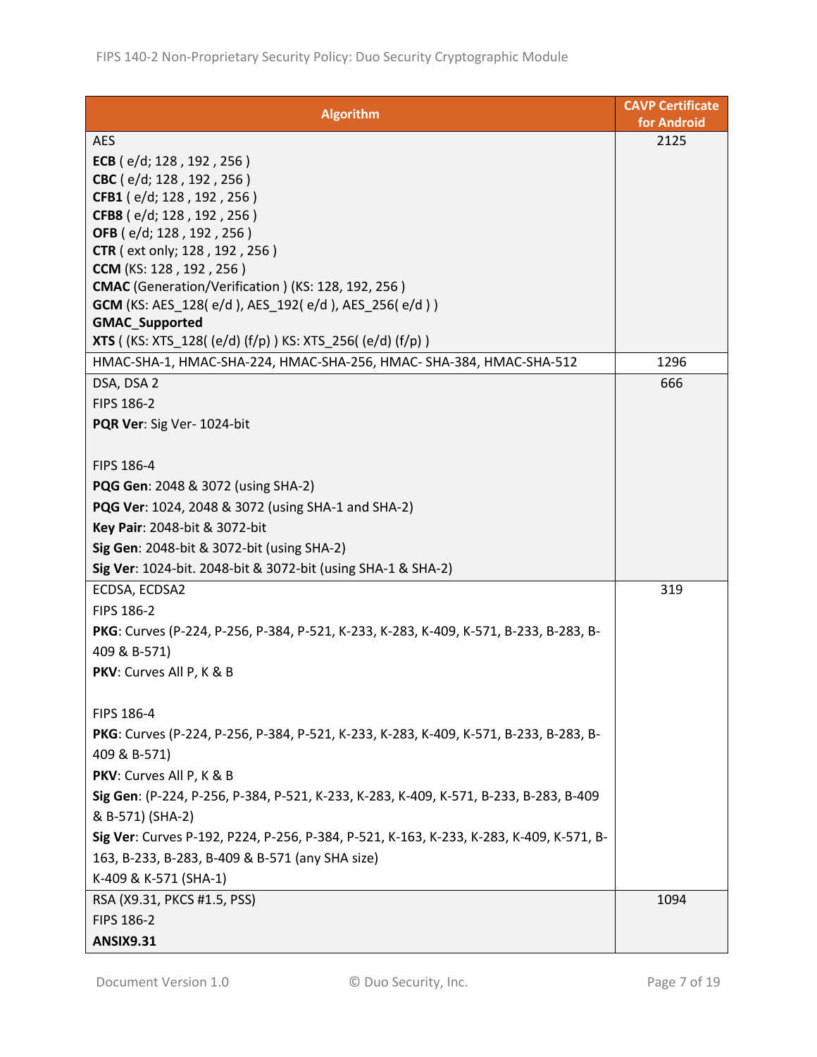| Algorithm | CAVP Certificate for Android |
|---|---|
| AES<br>**ECB** ( e/d; 128 , 192 , 256 )<br>**CBC** ( e/d; 128 , 192 , 256 )<br>**CFB1** ( e/d; 128 , 192 , 256 )<br>**CFB8** ( e/d; 128 , 192 , 256 )<br>**OFB** ( e/d; 128 , 192 , 256 )<br>**CTR** ( ext only; 128 , 192 , 256 )<br>**CCM** (KS: 128 , 192 , 256 )<br>**CMAC** (Generation/Verification ) (KS: 128, 192, 256 )<br>**GCM** (KS: AES_128( e/d ), AES_192( e/d ), AES_256( e/d ) )<br>**GMAC_Supported**<br>**XTS** ( (KS: XTS_128( (e/d) (f/p) ) KS: XTS_256( (e/d) (f/p) ) | 2125 |
| HMAC-SHA-1, HMAC-SHA-224, HMAC-SHA-256, HMAC- SHA-384, HMAC-SHA-512 | 1296 |
| DSA, DSA 2<br>FIPS 186-2<br>**PQR Ver**: Sig Ver- 1024-bit<br><br>FIPS 186-4<br>**PQG Gen**: 2048 & 3072 (using SHA-2)<br>**PQG Ver**: 1024, 2048 & 3072 (using SHA-1 and SHA-2)<br>**Key Pair**: 2048-bit & 3072-bit<br>**Sig Gen**: 2048-bit & 3072-bit (using SHA-2)<br>**Sig Ver**: 1024-bit. 2048-bit & 3072-bit (using SHA-1 & SHA-2) | 666 |
| ECDSA, ECDSA2<br>FIPS 186-2<br>**PKG**: Curves (P-224, P-256, P-384, P-521, K-233, K-283, K-409, K-571, B-233, B-283, B-409 & B-571)<br>**PKV**: Curves All P, K & B<br><br>FIPS 186-4<br>**PKG**: Curves (P-224, P-256, P-384, P-521, K-233, K-283, K-409, K-571, B-233, B-283, B-409 & B-571)<br>**PKV**: Curves All P, K & B<br>**Sig Gen**: (P-224, P-256, P-384, P-521, K-233, K-283, K-409, K-571, B-233, B-283, B-409 & B-571) (SHA-2)<br>**Sig Ver**: Curves P-192, P224, P-256, P-384, P-521, K-163, K-233, K-283, K-409, K-571, B-163, B-233, B-283, B-409 & B-571 (any SHA size)<br>K-409 & K-571 (SHA-1) | 319 |
| RSA (X9.31, PKCS #1.5, PSS)<br>FIPS 186-2<br>**ANSIX9.31** | 1094 |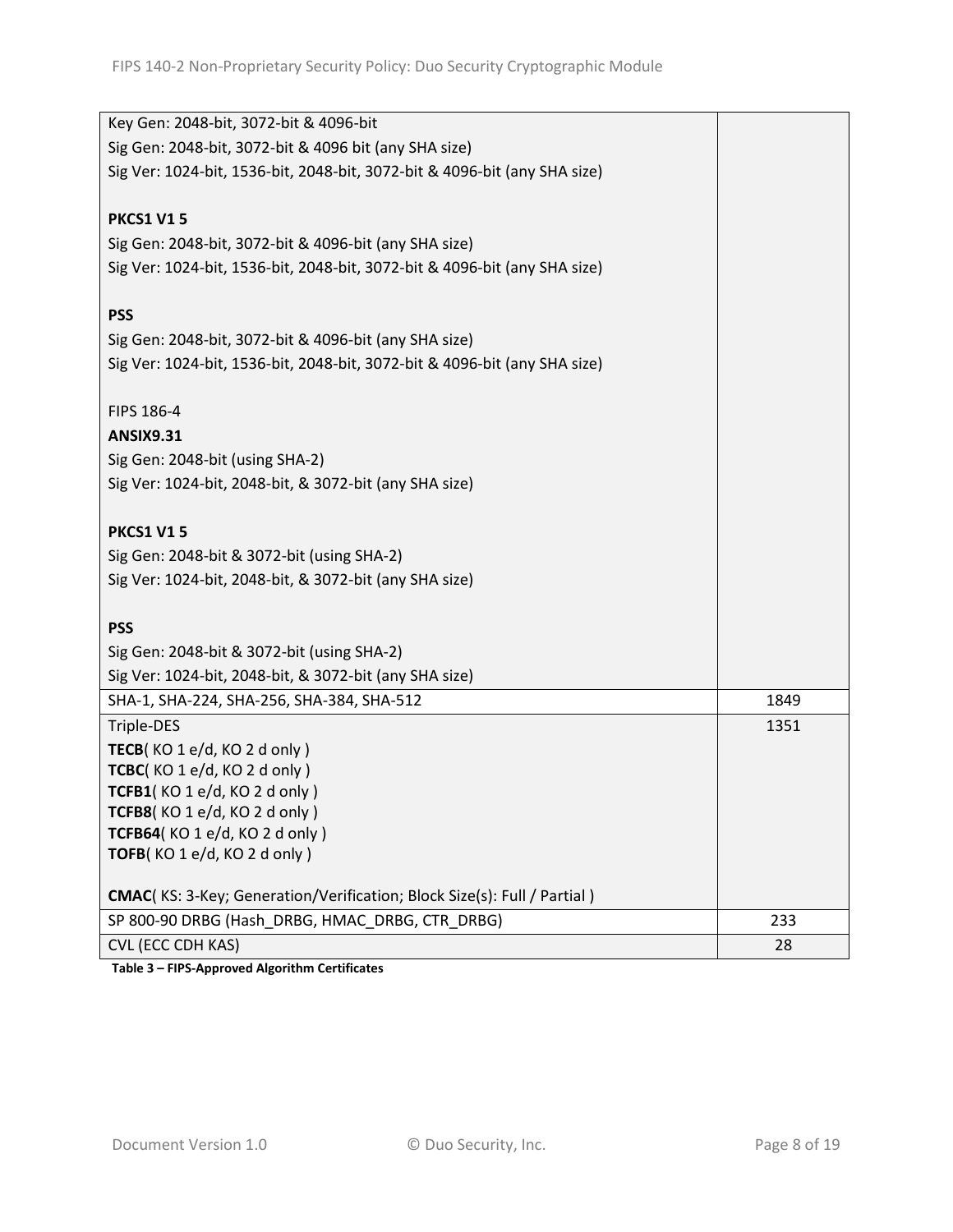| | |
|---|---|
| Key Gen: 2048-bit, 3072-bit & 4096-bit<br>Sig Gen: 2048-bit, 3072-bit & 4096 bit (any SHA size)<br>Sig Ver: 1024-bit, 1536-bit, 2048-bit, 3072-bit & 4096-bit (any SHA size)<br><br>**PKCS1 V1 5**<br>Sig Gen: 2048-bit, 3072-bit & 4096-bit (any SHA size)<br>Sig Ver: 1024-bit, 1536-bit, 2048-bit, 3072-bit & 4096-bit (any SHA size)<br><br>**PSS**<br>Sig Gen: 2048-bit, 3072-bit & 4096-bit (any SHA size)<br>Sig Ver: 1024-bit, 1536-bit, 2048-bit, 3072-bit & 4096-bit (any SHA size)<br><br>FIPS 186-4<br>**ANSIX9.31**<br>Sig Gen: 2048-bit (using SHA-2)<br>Sig Ver: 1024-bit, 2048-bit, & 3072-bit (any SHA size)<br><br>**PKCS1 V1 5**<br>Sig Gen: 2048-bit & 3072-bit (using SHA-2)<br>Sig Ver: 1024-bit, 2048-bit, & 3072-bit (any SHA size)<br><br>**PSS**<br>Sig Gen: 2048-bit & 3072-bit (using SHA-2)<br>Sig Ver: 1024-bit, 2048-bit, & 3072-bit (any SHA size) | |
| SHA-1, SHA-224, SHA-256, SHA-384, SHA-512 | 1849 |
| Triple-DES<br>**TECB**( KO 1 e/d, KO 2 d only )<br>**TCBC**( KO 1 e/d, KO 2 d only )<br>**TCFB1**( KO 1 e/d, KO 2 d only )<br>**TCFB8**( KO 1 e/d, KO 2 d only )<br>**TCFB64**( KO 1 e/d, KO 2 d only )<br>**TOFB**( KO 1 e/d, KO 2 d only )<br><br>**CMAC**( KS: 3-Key; Generation/Verification; Block Size(s): Full / Partial ) | 1351 |
| SP 800-90 DRBG (Hash_DRBG, HMAC_DRBG, CTR_DRBG) | 233 |
| CVL (ECC CDH KAS) | 28 |

**Table 3 – FIPS-Approved Algorithm Certificates**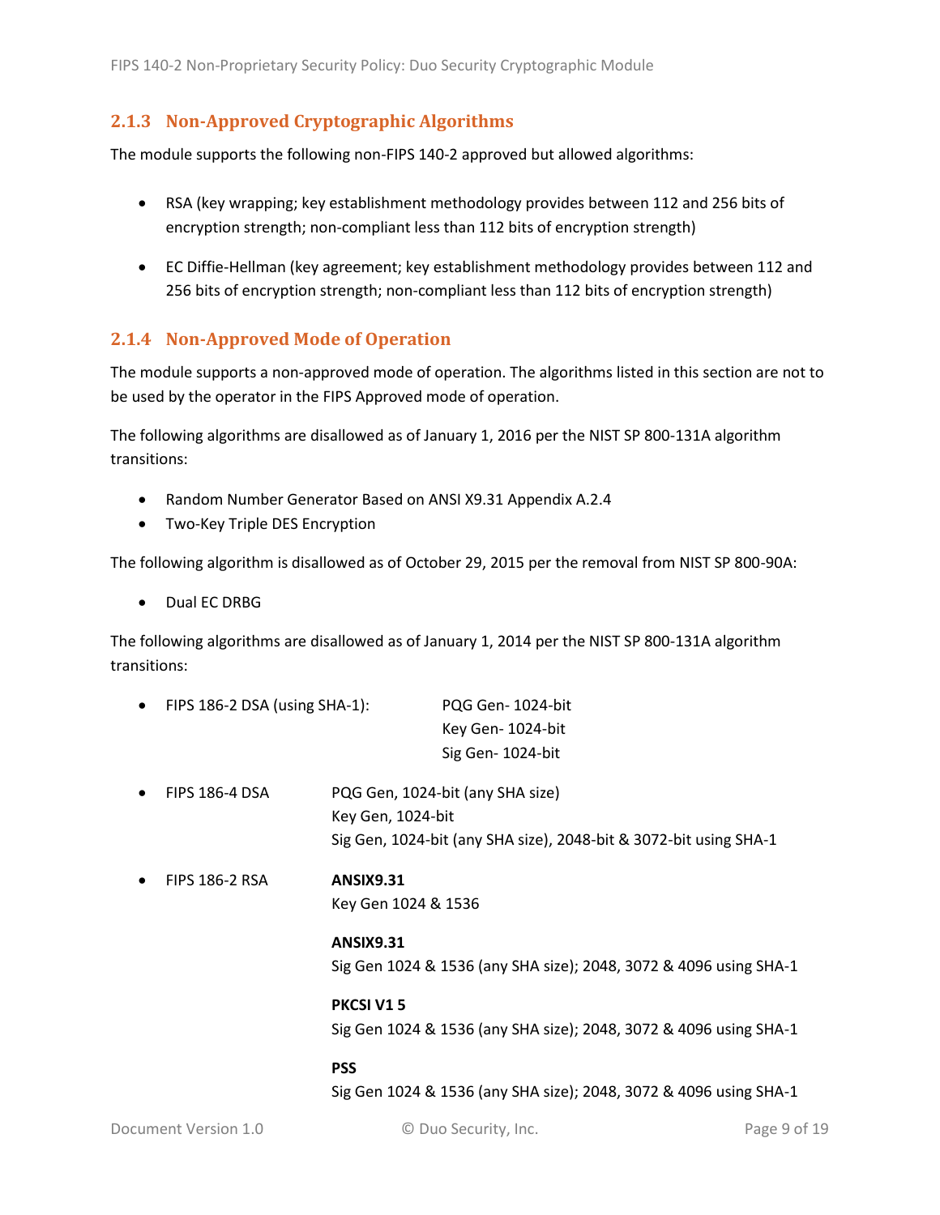### 2.1.3 Non-Approved Cryptographic Algorithms

The module supports the following non-FIPS 140-2 approved but allowed algorithms:

- RSA (key wrapping; key establishment methodology provides between 112 and 256 bits of encryption strength; non-compliant less than 112 bits of encryption strength)
- EC Diffie-Hellman (key agreement; key establishment methodology provides between 112 and 256 bits of encryption strength; non-compliant less than 112 bits of encryption strength)

### 2.1.4 Non-Approved Mode of Operation

The module supports a non-approved mode of operation. The algorithms listed in this section are not to be used by the operator in the FIPS Approved mode of operation.

The following algorithms are disallowed as of January 1, 2016 per the NIST SP 800-131A algorithm transitions:

- Random Number Generator Based on ANSI X9.31 Appendix A.2.4
- Two-Key Triple DES Encryption

The following algorithm is disallowed as of October 29, 2015 per the removal from NIST SP 800-90A:

- Dual EC DRBG

The following algorithms are disallowed as of January 1, 2014 per the NIST SP 800-131A algorithm transitions:

- FIPS 186-2 DSA (using SHA-1):
  PQG Gen- 1024-bit
  Key Gen- 1024-bit
  Sig Gen- 1024-bit
- FIPS 186-4 DSA
  PQG Gen, 1024-bit (any SHA size)
  Key Gen, 1024-bit
  Sig Gen, 1024-bit (any SHA size), 2048-bit & 3072-bit using SHA-1
- FIPS 186-2 RSA

  **ANSIX9.31**
  Key Gen 1024 & 1536

  **ANSIX9.31**
  Sig Gen 1024 & 1536 (any SHA size); 2048, 3072 & 4096 using SHA-1

  **PKCSI V1 5**
  Sig Gen 1024 & 1536 (any SHA size); 2048, 3072 & 4096 using SHA-1

  **PSS**
  Sig Gen 1024 & 1536 (any SHA size); 2048, 3072 & 4096 using SHA-1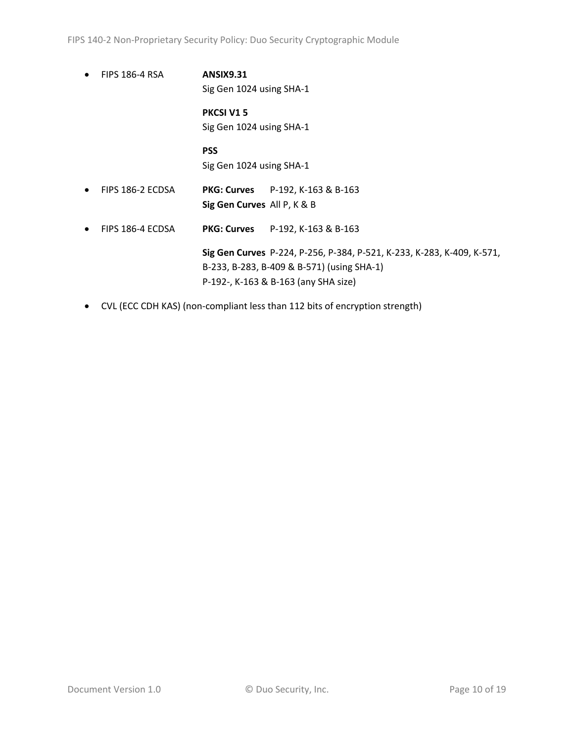- FIPS 186-4 RSA

  **ANSIX9.31**
  Sig Gen 1024 using SHA-1

  **PKCSI V1 5**
  Sig Gen 1024 using SHA-1

  **PSS**
  Sig Gen 1024 using SHA-1

- FIPS 186-2 ECDSA

  **PKG: Curves** P-192, K-163 & B-163
  **Sig Gen Curves** All P, K & B

- FIPS 186-4 ECDSA

  **PKG: Curves** P-192, K-163 & B-163

  **Sig Gen Curves** P-224, P-256, P-384, P-521, K-233, K-283, K-409, K-571, B-233, B-283, B-409 & B-571) (using SHA-1)
  P-192-, K-163 & B-163 (any SHA size)

- CVL (ECC CDH KAS) (non-compliant less than 112 bits of encryption strength)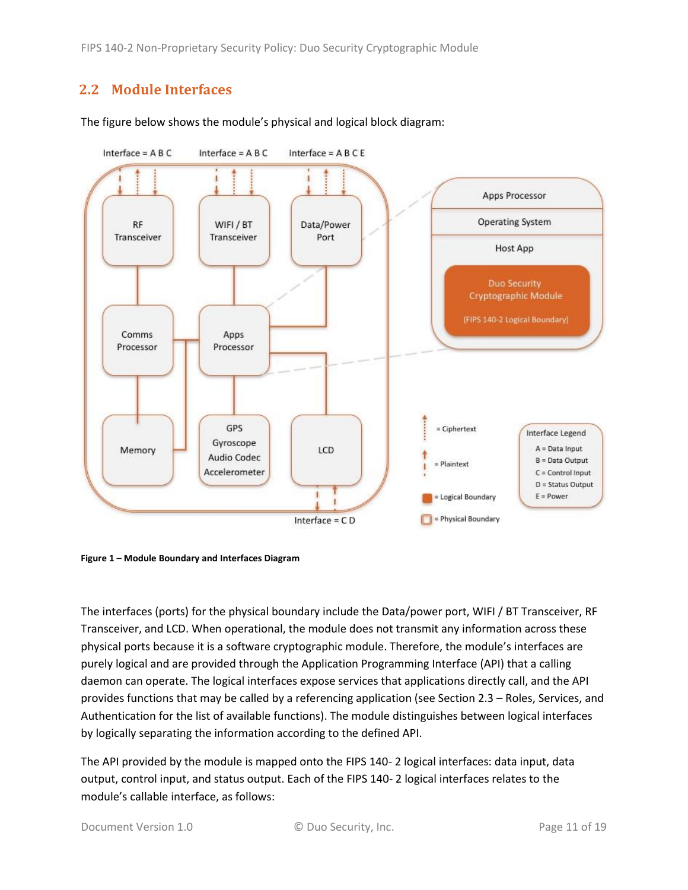## 2.2 Module Interfaces

The figure below shows the module's physical and logical block diagram:

**Figure 1 – Module Boundary and Interfaces Diagram**

The interfaces (ports) for the physical boundary include the Data/power port, WIFI / BT Transceiver, RF Transceiver, and LCD. When operational, the module does not transmit any information across these physical ports because it is a software cryptographic module. Therefore, the module's interfaces are purely logical and are provided through the Application Programming Interface (API) that a calling daemon can operate. The logical interfaces expose services that applications directly call, and the API provides functions that may be called by a referencing application (see Section 2.3 – Roles, Services, and Authentication for the list of available functions). The module distinguishes between logical interfaces by logically separating the information according to the defined API.

The API provided by the module is mapped onto the FIPS 140- 2 logical interfaces: data input, data output, control input, and status output. Each of the FIPS 140- 2 logical interfaces relates to the module's callable interface, as follows: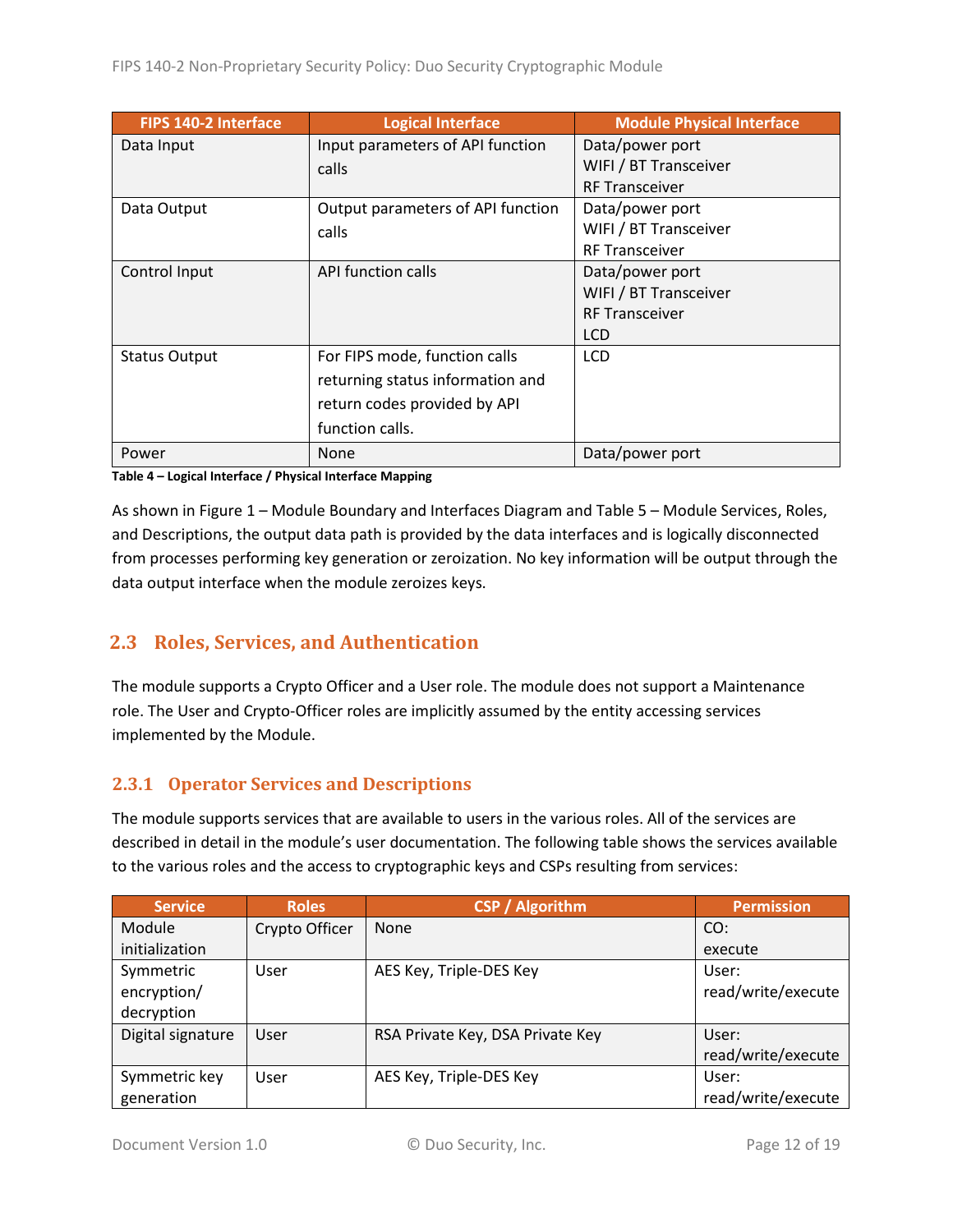| FIPS 140-2 Interface | Logical Interface | Module Physical Interface |
|---|---|---|
| Data Input | Input parameters of API function calls | Data/power port<br>WIFI / BT Transceiver<br>RF Transceiver |
| Data Output | Output parameters of API function calls | Data/power port<br>WIFI / BT Transceiver<br>RF Transceiver |
| Control Input | API function calls | Data/power port<br>WIFI / BT Transceiver<br>RF Transceiver<br>LCD |
| Status Output | For FIPS mode, function calls returning status information and return codes provided by API function calls. | LCD |
| Power | None | Data/power port |

**Table 4 – Logical Interface / Physical Interface Mapping**

As shown in Figure 1 – Module Boundary and Interfaces Diagram and Table 5 – Module Services, Roles, and Descriptions, the output data path is provided by the data interfaces and is logically disconnected from processes performing key generation or zeroization. No key information will be output through the data output interface when the module zeroizes keys.

## 2.3 Roles, Services, and Authentication

The module supports a Crypto Officer and a User role. The module does not support a Maintenance role. The User and Crypto-Officer roles are implicitly assumed by the entity accessing services implemented by the Module.

### 2.3.1 Operator Services and Descriptions

The module supports services that are available to users in the various roles. All of the services are described in detail in the module's user documentation. The following table shows the services available to the various roles and the access to cryptographic keys and CSPs resulting from services:

| Service | Roles | CSP / Algorithm | Permission |
|---|---|---|---|
| Module initialization | Crypto Officer | None | CO: execute |
| Symmetric encryption/ decryption | User | AES Key, Triple-DES Key | User: read/write/execute |
| Digital signature | User | RSA Private Key, DSA Private Key | User: read/write/execute |
| Symmetric key generation | User | AES Key, Triple-DES Key | User: read/write/execute |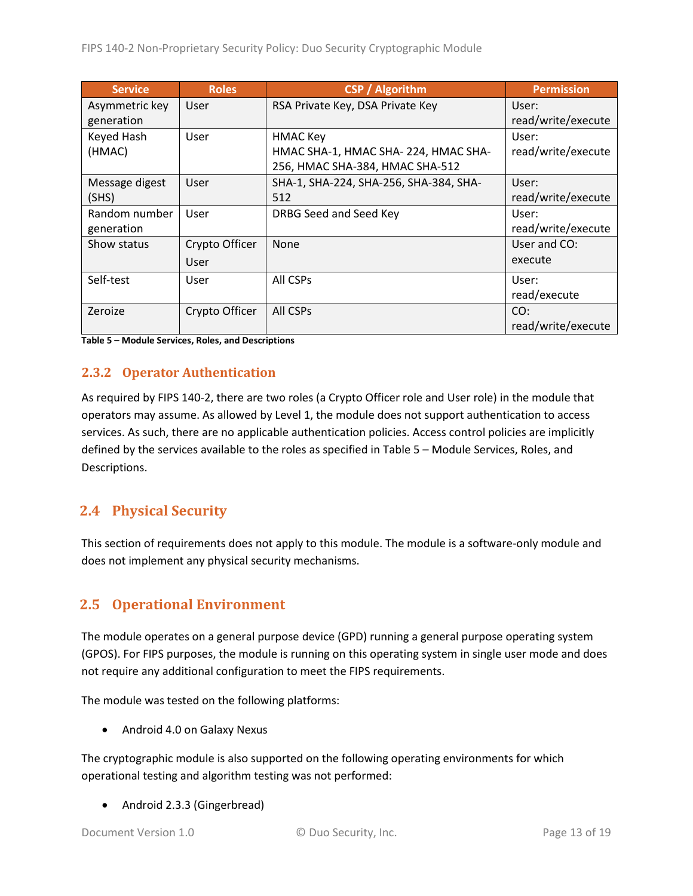| Service | Roles | CSP / Algorithm | Permission |
|---|---|---|---|
| Asymmetric key generation | User | RSA Private Key, DSA Private Key | User: read/write/execute |
| Keyed Hash (HMAC) | User | HMAC Key<br>HMAC SHA-1, HMAC SHA- 224, HMAC SHA-256, HMAC SHA-384, HMAC SHA-512 | User: read/write/execute |
| Message digest (SHS) | User | SHA-1, SHA-224, SHA-256, SHA-384, SHA-512 | User: read/write/execute |
| Random number generation | User | DRBG Seed and Seed Key | User: read/write/execute |
| Show status | Crypto Officer<br>User | None | User and CO: execute |
| Self-test | User | All CSPs | User: read/execute |
| Zeroize | Crypto Officer | All CSPs | CO: read/write/execute |

**Table 5 – Module Services, Roles, and Descriptions**

### 2.3.2 Operator Authentication

As required by FIPS 140-2, there are two roles (a Crypto Officer role and User role) in the module that operators may assume. As allowed by Level 1, the module does not support authentication to access services. As such, there are no applicable authentication policies. Access control policies are implicitly defined by the services available to the roles as specified in Table 5 – Module Services, Roles, and Descriptions.

## 2.4 Physical Security

This section of requirements does not apply to this module. The module is a software-only module and does not implement any physical security mechanisms.

## 2.5 Operational Environment

The module operates on a general purpose device (GPD) running a general purpose operating system (GPOS). For FIPS purposes, the module is running on this operating system in single user mode and does not require any additional configuration to meet the FIPS requirements.

The module was tested on the following platforms:

- Android 4.0 on Galaxy Nexus

The cryptographic module is also supported on the following operating environments for which operational testing and algorithm testing was not performed:

- Android 2.3.3 (Gingerbread)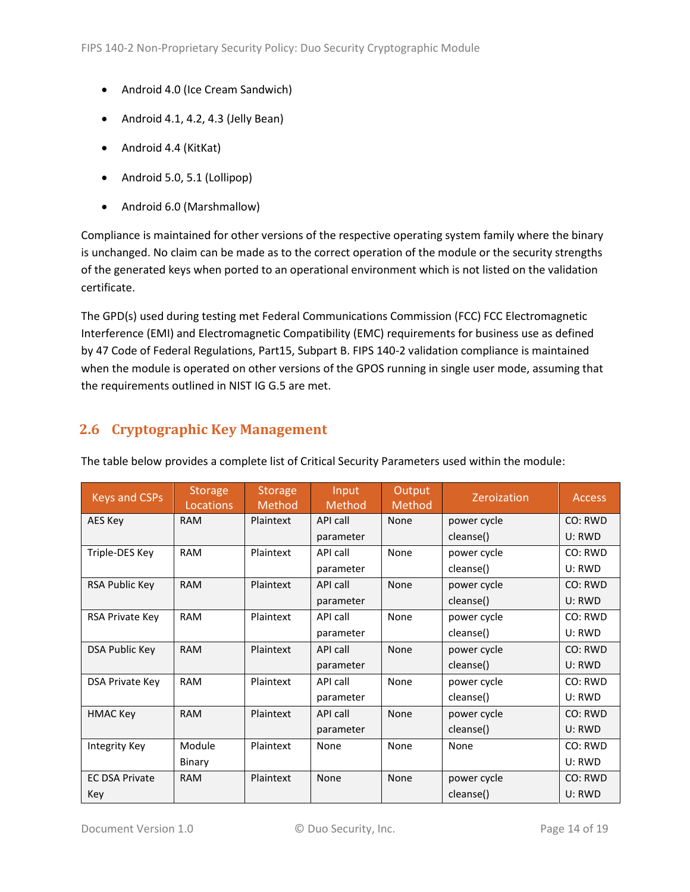- Android 4.0 (Ice Cream Sandwich)
- Android 4.1, 4.2, 4.3 (Jelly Bean)
- Android 4.4 (KitKat)
- Android 5.0, 5.1 (Lollipop)
- Android 6.0 (Marshmallow)

Compliance is maintained for other versions of the respective operating system family where the binary is unchanged. No claim can be made as to the correct operation of the module or the security strengths of the generated keys when ported to an operational environment which is not listed on the validation certificate.

The GPD(s) used during testing met Federal Communications Commission (FCC) FCC Electromagnetic Interference (EMI) and Electromagnetic Compatibility (EMC) requirements for business use as defined by 47 Code of Federal Regulations, Part15, Subpart B. FIPS 140-2 validation compliance is maintained when the module is operated on other versions of the GPOS running in single user mode, assuming that the requirements outlined in NIST IG G.5 are met.

## 2.6 Cryptographic Key Management

The table below provides a complete list of Critical Security Parameters used within the module:

| Keys and CSPs | Storage Locations | Storage Method | Input Method | Output Method | Zeroization | Access |
|---|---|---|---|---|---|---|
| AES Key | RAM | Plaintext | API call parameter | None | power cycle cleanse() | CO: RWD U: RWD |
| Triple-DES Key | RAM | Plaintext | API call parameter | None | power cycle cleanse() | CO: RWD U: RWD |
| RSA Public Key | RAM | Plaintext | API call parameter | None | power cycle cleanse() | CO: RWD U: RWD |
| RSA Private Key | RAM | Plaintext | API call parameter | None | power cycle cleanse() | CO: RWD U: RWD |
| DSA Public Key | RAM | Plaintext | API call parameter | None | power cycle cleanse() | CO: RWD U: RWD |
| DSA Private Key | RAM | Plaintext | API call parameter | None | power cycle cleanse() | CO: RWD U: RWD |
| HMAC Key | RAM | Plaintext | API call parameter | None | power cycle cleanse() | CO: RWD U: RWD |
| Integrity Key | Module Binary | Plaintext | None | None | None | CO: RWD U: RWD |
| EC DSA Private Key | RAM | Plaintext | None | None | power cycle cleanse() | CO: RWD U: RWD |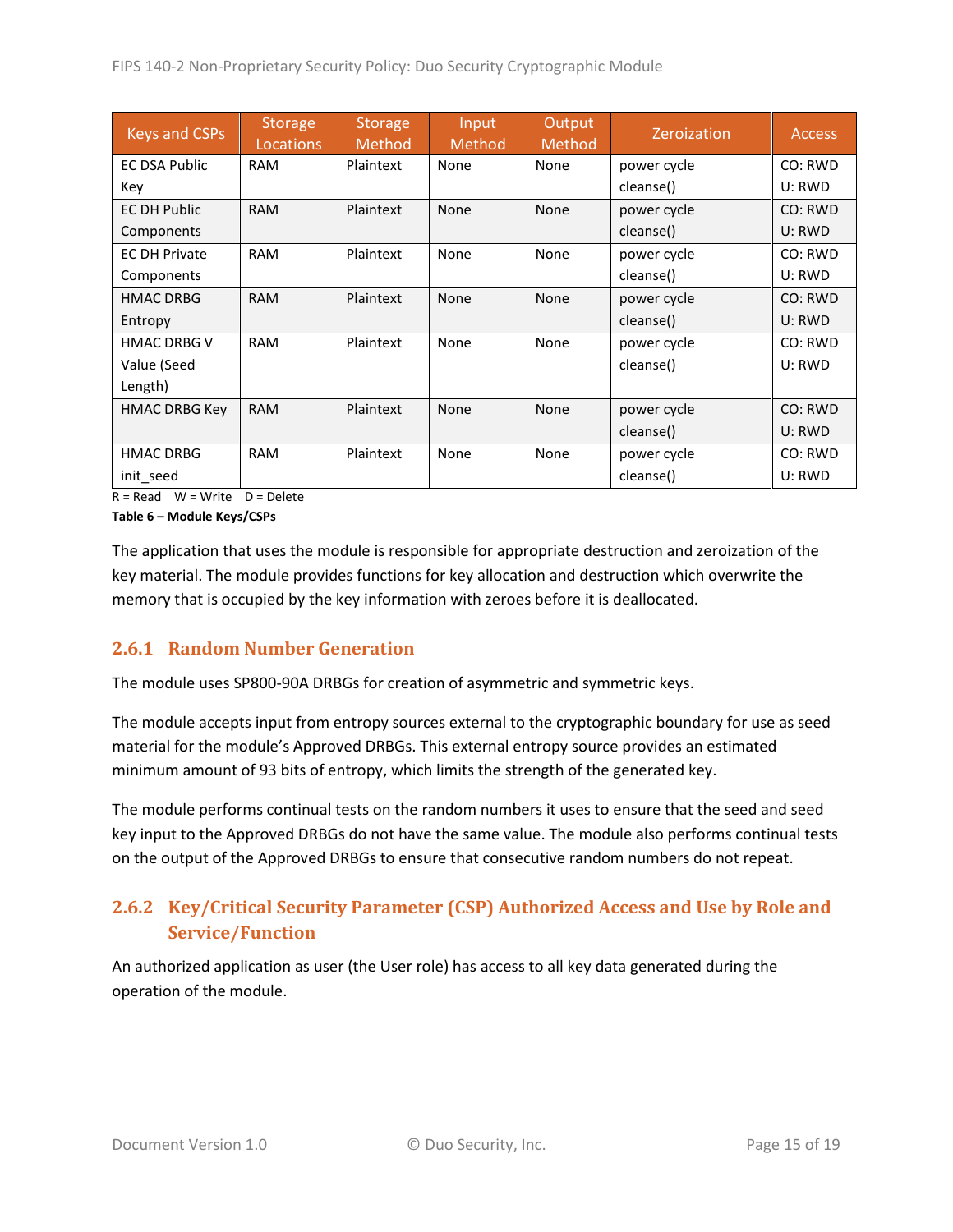| Keys and CSPs | Storage Locations | Storage Method | Input Method | Output Method | Zeroization | Access |
|---|---|---|---|---|---|---|
| EC DSA Public Key | RAM | Plaintext | None | None | power cycle cleanse() | CO: RWD U: RWD |
| EC DH Public Components | RAM | Plaintext | None | None | power cycle cleanse() | CO: RWD U: RWD |
| EC DH Private Components | RAM | Plaintext | None | None | power cycle cleanse() | CO: RWD U: RWD |
| HMAC DRBG Entropy | RAM | Plaintext | None | None | power cycle cleanse() | CO: RWD U: RWD |
| HMAC DRBG V Value (Seed Length) | RAM | Plaintext | None | None | power cycle cleanse() | CO: RWD U: RWD |
| HMAC DRBG Key | RAM | Plaintext | None | None | power cycle cleanse() | CO: RWD U: RWD |
| HMAC DRBG init_seed | RAM | Plaintext | None | None | power cycle cleanse() | CO: RWD U: RWD |

R = Read W = Write D = Delete

**Table 6 – Module Keys/CSPs**

The application that uses the module is responsible for appropriate destruction and zeroization of the key material. The module provides functions for key allocation and destruction which overwrite the memory that is occupied by the key information with zeroes before it is deallocated.

### 2.6.1 Random Number Generation

The module uses SP800-90A DRBGs for creation of asymmetric and symmetric keys.

The module accepts input from entropy sources external to the cryptographic boundary for use as seed material for the module's Approved DRBGs. This external entropy source provides an estimated minimum amount of 93 bits of entropy, which limits the strength of the generated key.

The module performs continual tests on the random numbers it uses to ensure that the seed and seed key input to the Approved DRBGs do not have the same value. The module also performs continual tests on the output of the Approved DRBGs to ensure that consecutive random numbers do not repeat.

### 2.6.2 Key/Critical Security Parameter (CSP) Authorized Access and Use by Role and Service/Function

An authorized application as user (the User role) has access to all key data generated during the operation of the module.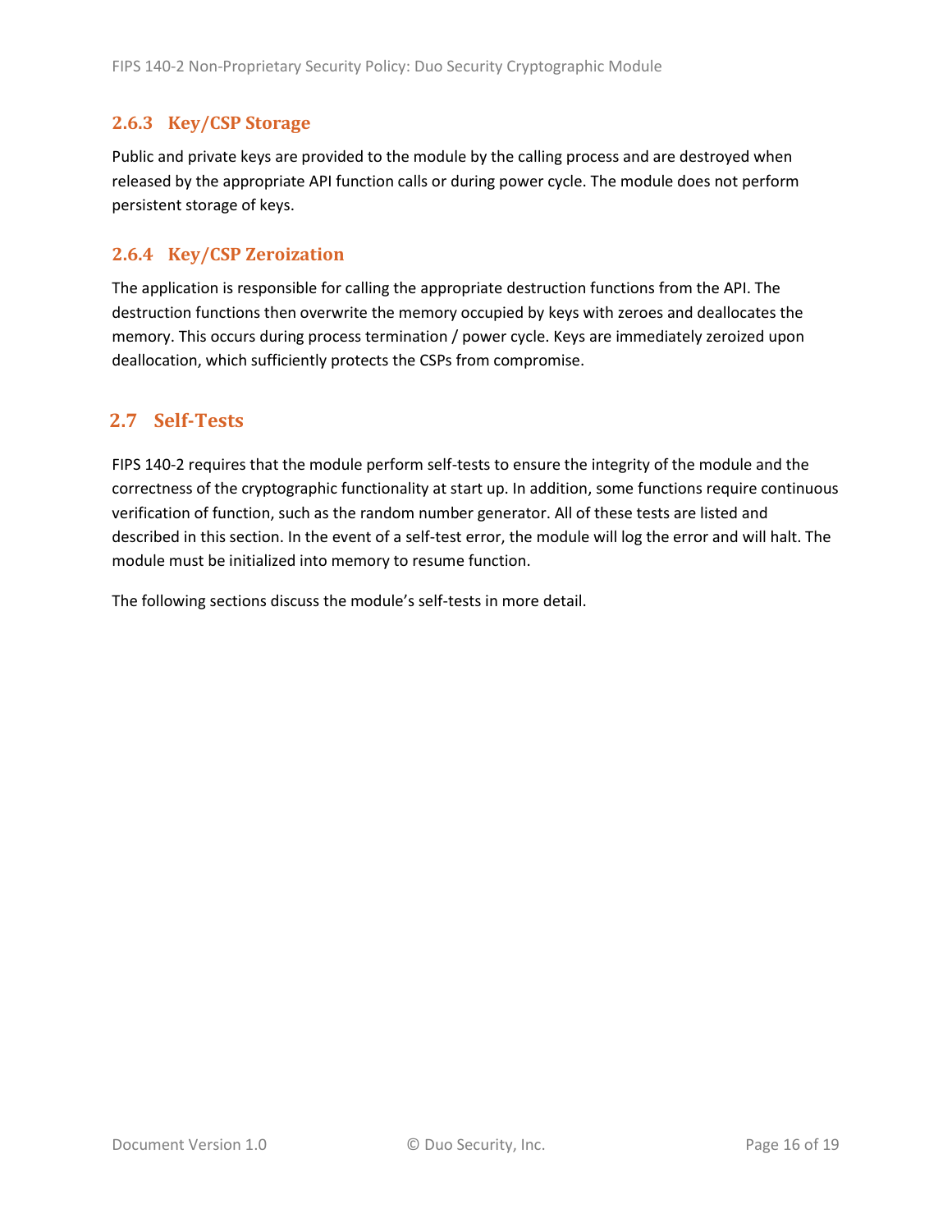### 2.6.3 Key/CSP Storage

Public and private keys are provided to the module by the calling process and are destroyed when released by the appropriate API function calls or during power cycle. The module does not perform persistent storage of keys.

### 2.6.4 Key/CSP Zeroization

The application is responsible for calling the appropriate destruction functions from the API. The destruction functions then overwrite the memory occupied by keys with zeroes and deallocates the memory. This occurs during process termination / power cycle. Keys are immediately zeroized upon deallocation, which sufficiently protects the CSPs from compromise.

## 2.7 Self-Tests

FIPS 140-2 requires that the module perform self-tests to ensure the integrity of the module and the correctness of the cryptographic functionality at start up. In addition, some functions require continuous verification of function, such as the random number generator. All of these tests are listed and described in this section. In the event of a self-test error, the module will log the error and will halt. The module must be initialized into memory to resume function.

The following sections discuss the module's self-tests in more detail.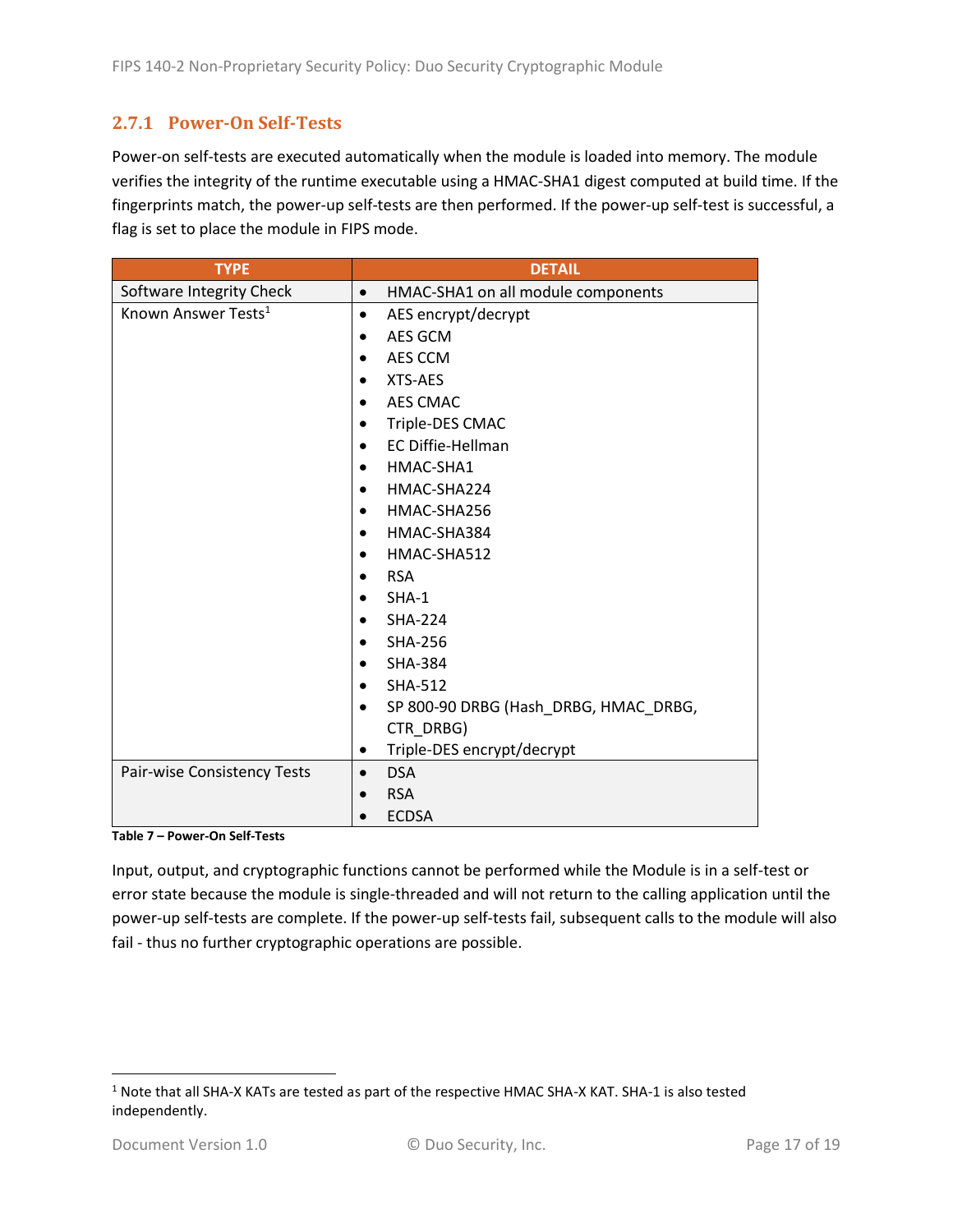### 2.7.1 Power-On Self-Tests

Power-on self-tests are executed automatically when the module is loaded into memory. The module verifies the integrity of the runtime executable using a HMAC-SHA1 digest computed at build time. If the fingerprints match, the power-up self-tests are then performed. If the power-up self-test is successful, a flag is set to place the module in FIPS mode.

| TYPE | DETAIL |
|---|---|
| Software Integrity Check | • HMAC-SHA1 on all module components |
| Known Answer Tests[1] | • AES encrypt/decrypt<br>• AES GCM<br>• AES CCM<br>• XTS-AES<br>• AES CMAC<br>• Triple-DES CMAC<br>• EC Diffie-Hellman<br>• HMAC-SHA1<br>• HMAC-SHA224<br>• HMAC-SHA256<br>• HMAC-SHA384<br>• HMAC-SHA512<br>• RSA<br>• SHA-1<br>• SHA-224<br>• SHA-256<br>• SHA-384<br>• SHA-512<br>• SP 800-90 DRBG (Hash_DRBG, HMAC_DRBG, CTR_DRBG)<br>• Triple-DES encrypt/decrypt |
| Pair-wise Consistency Tests | • DSA<br>• RSA<br>• ECDSA |

**Table 7 – Power-On Self-Tests**

Input, output, and cryptographic functions cannot be performed while the Module is in a self-test or error state because the module is single-threaded and will not return to the calling application until the power-up self-tests are complete. If the power-up self-tests fail, subsequent calls to the module will also fail - thus no further cryptographic operations are possible.

---

[1] Note that all SHA-X KATs are tested as part of the respective HMAC SHA-X KAT. SHA-1 is also tested independently.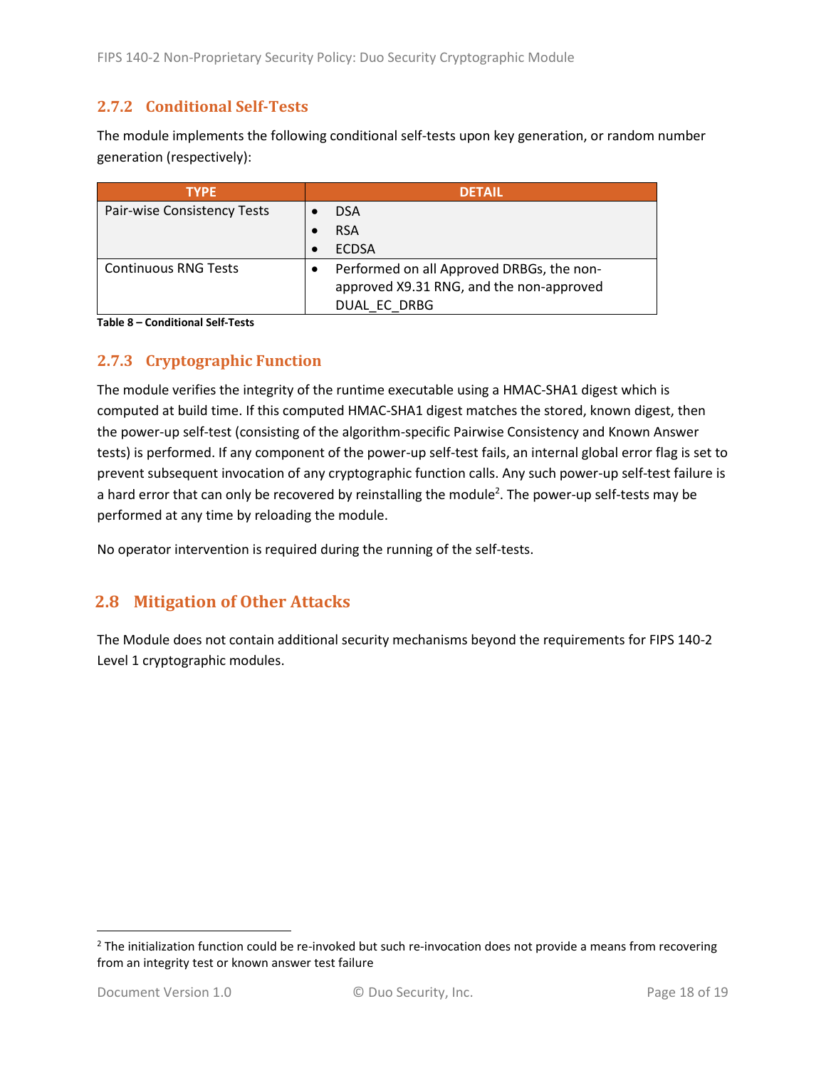### 2.7.2 Conditional Self-Tests

The module implements the following conditional self-tests upon key generation, or random number generation (respectively):

| TYPE | DETAIL |
|---|---|
| Pair-wise Consistency Tests | • DSA<br>• RSA<br>• ECDSA |
| Continuous RNG Tests | • Performed on all Approved DRBGs, the non-approved X9.31 RNG, and the non-approved DUAL_EC_DRBG |

**Table 8 – Conditional Self-Tests**

### 2.7.3 Cryptographic Function

The module verifies the integrity of the runtime executable using a HMAC-SHA1 digest which is computed at build time. If this computed HMAC-SHA1 digest matches the stored, known digest, then the power-up self-test (consisting of the algorithm-specific Pairwise Consistency and Known Answer tests) is performed. If any component of the power-up self-test fails, an internal global error flag is set to prevent subsequent invocation of any cryptographic function calls. Any such power-up self-test failure is a hard error that can only be recovered by reinstalling the module[2]. The power-up self-tests may be performed at any time by reloading the module.

No operator intervention is required during the running of the self-tests.

## 2.8 Mitigation of Other Attacks

The Module does not contain additional security mechanisms beyond the requirements for FIPS 140-2 Level 1 cryptographic modules.

---

[2] The initialization function could be re-invoked but such re-invocation does not provide a means from recovering from an integrity test or known answer test failure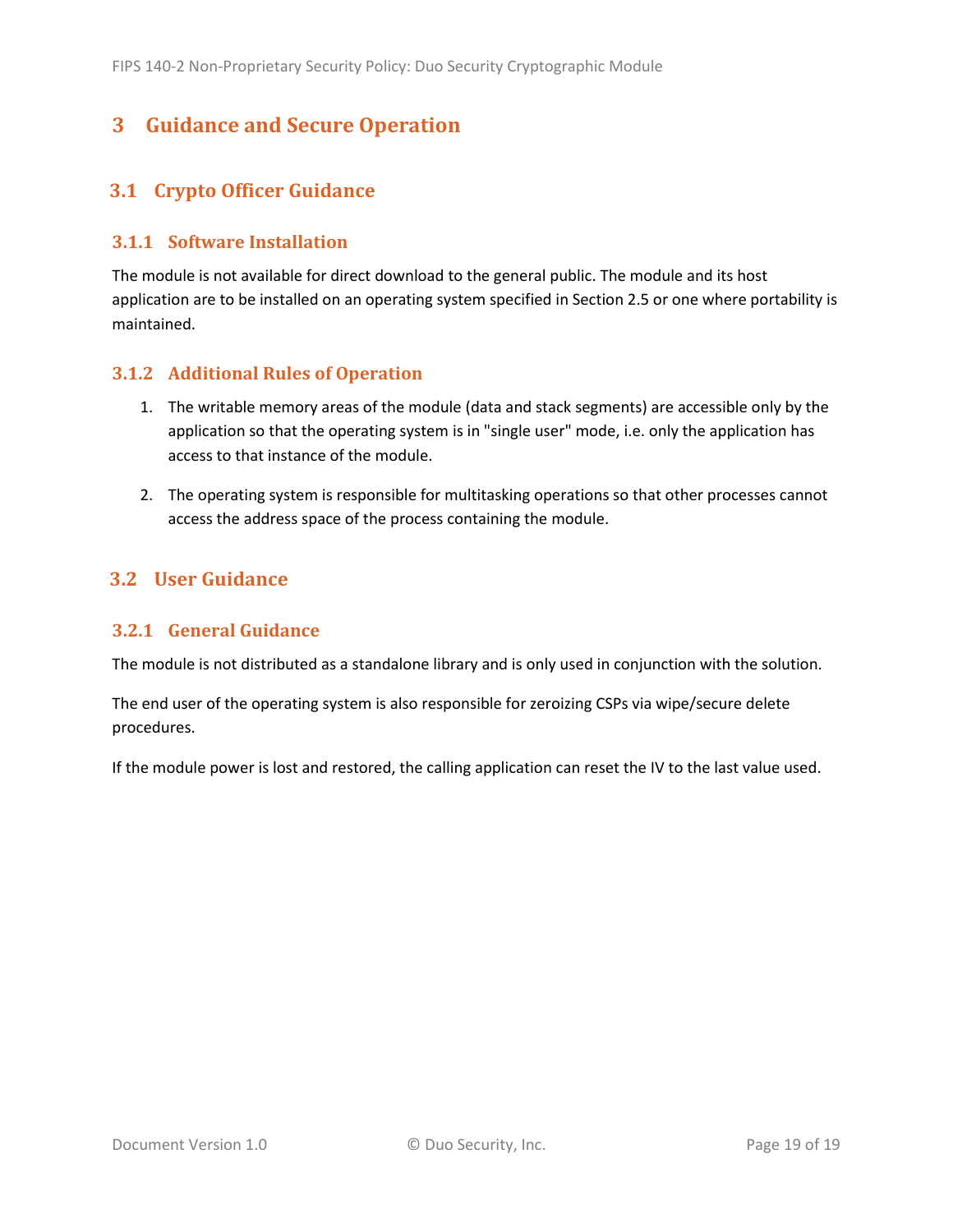# 3 Guidance and Secure Operation

## 3.1 Crypto Officer Guidance

### 3.1.1 Software Installation

The module is not available for direct download to the general public. The module and its host application are to be installed on an operating system specified in Section 2.5 or one where portability is maintained.

### 3.1.2 Additional Rules of Operation

1. The writable memory areas of the module (data and stack segments) are accessible only by the application so that the operating system is in "single user" mode, i.e. only the application has access to that instance of the module.

2. The operating system is responsible for multitasking operations so that other processes cannot access the address space of the process containing the module.

## 3.2 User Guidance

### 3.2.1 General Guidance

The module is not distributed as a standalone library and is only used in conjunction with the solution.

The end user of the operating system is also responsible for zeroizing CSPs via wipe/secure delete procedures.

If the module power is lost and restored, the calling application can reset the IV to the last value used.